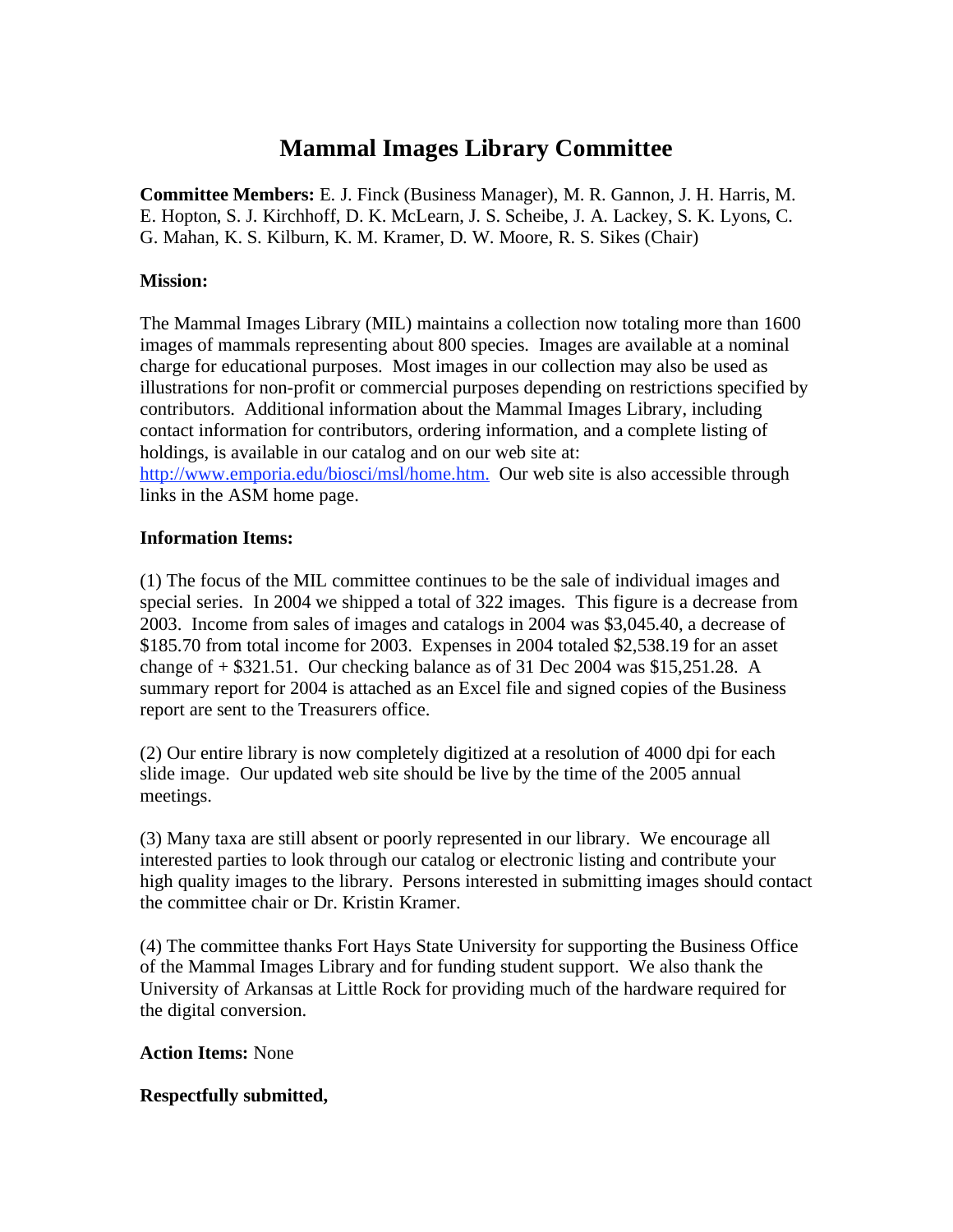# Mammal Images Library Committee

**Committee Members:** E. J. Finck (Business Manager), M. R. Gannon, J. H. Harris, M. E. Hopton, S. J. Kirchhoff, D. K. McLearn, J. S. Scheibe, J. A. Lackey, S. K. Lyons, C. G. Mahan, K. S. Kilburn, K. M. Kramer, D. W. Moore, R. S. Sikes (Chair)

**Mission:**

The Mammal Images Library (MIL) maintains a collection now totaling more than 1600 images of mammals representing about 800 species. Images are available at a nominal charge for educational purposes. Most images in our collection may also be used as illustrations for non-profit or commercial purposes depending on restrictions specified by contributors. Additional information about the Mammal Images Library, including contact information for contributors, ordering information, and a complete listing of holdings, is available in our catalog and on our web site at: http://www.emporia.edu/biosci/msl/home.htm. Our web site is also accessible through links in the ASM home page.

**Information Items:**

(1) The focus of the MIL committee continues to be the sale of individual images and special series. In 2004 we shipped a total of 322 images. This figure is a decrease from 2003. Income from sales of images and catalogs in 2004 was $3,045.40, a decrease of $185.70 from total income for 2003. Expenses in 2004 totaled $2,538.19 for an asset change of + $321.51. Our checking balance as of 31 Dec 2004 was $15,251.28. A summary report for 2004 is attached as an Excel file and signed copies of the Business report are sent to the Treasurers office.

(2) Our entire library is now completely digitized at a resolution of 4000 dpi for each slide image. Our updated web site should be live by the time of the 2005 annual meetings.

(3) Many taxa are still absent or poorly represented in our library. We encourage all interested parties to look through our catalog or electronic listing and contribute your high quality images to the library. Persons interested in submitting images should contact the committee chair or Dr. Kristin Kramer.

(4) The committee thanks Fort Hays State University for supporting the Business Office of the Mammal Images Library and for funding student support. We also thank the University of Arkansas at Little Rock for providing much of the hardware required for the digital conversion.

**Action Items:** None

**Respectfully submitted,**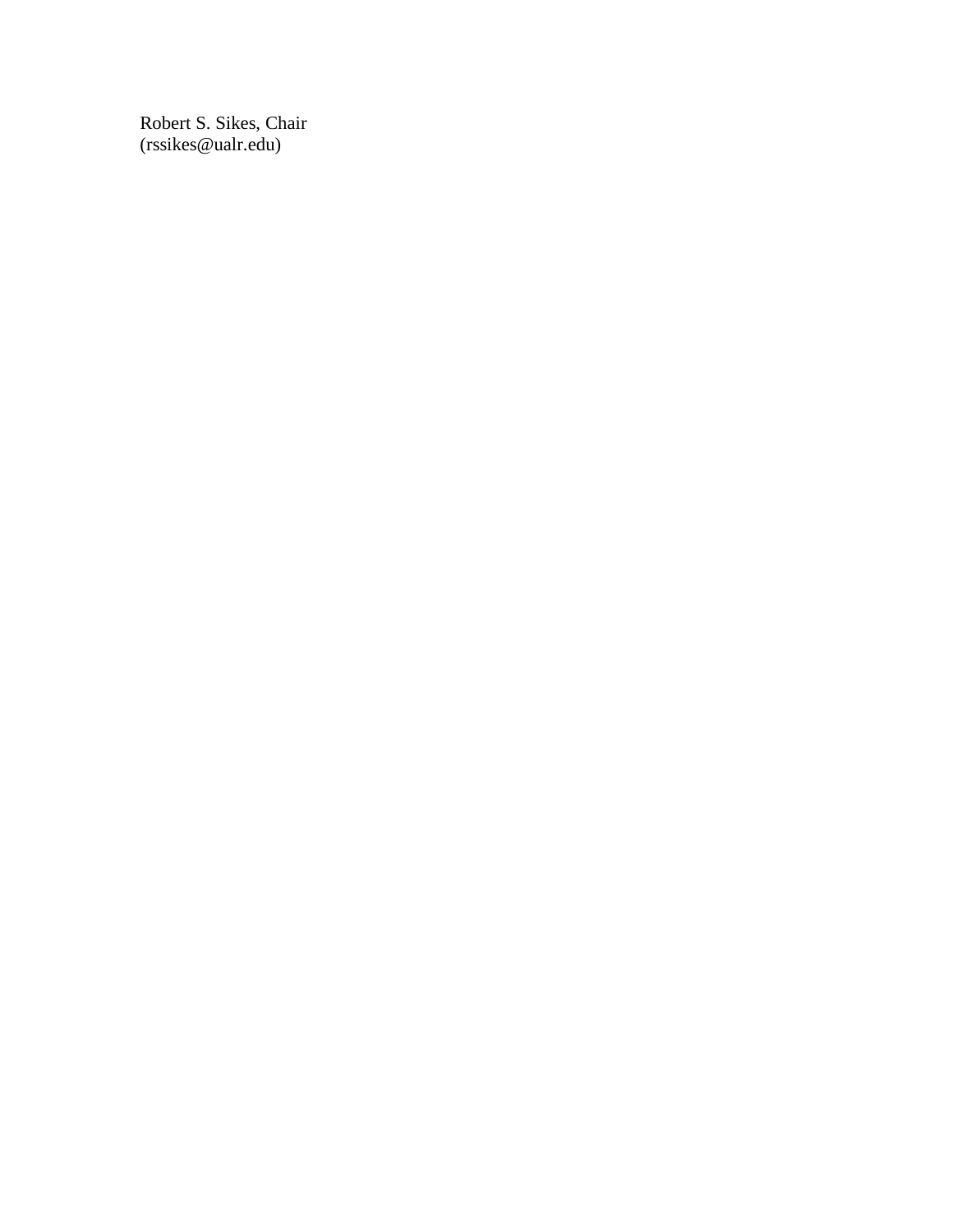Robert S. Sikes, Chair
(rssikes@ualr.edu)